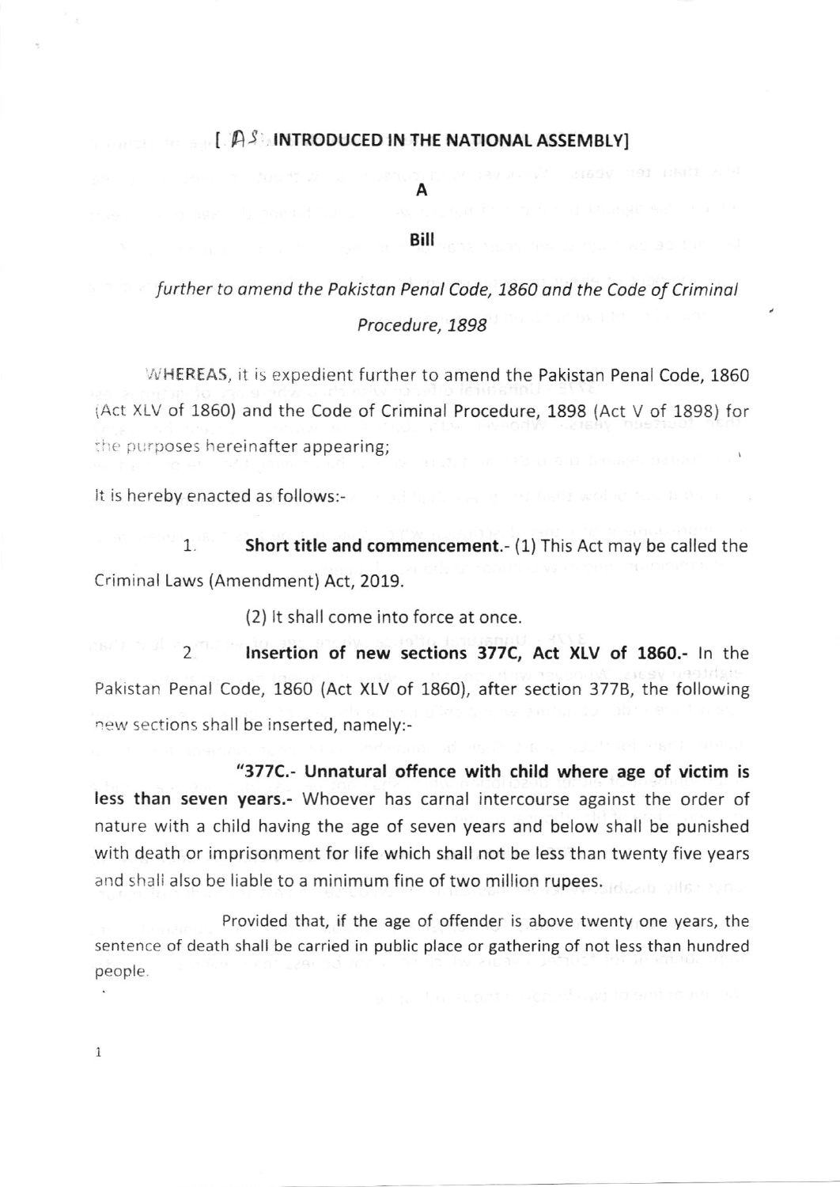[AS INTRODUCED IN THE NATIONAL ASSEMBLY]

# A

# Bill

*further to amend the Pakistan Penal Code, 1860 and the Code of Criminal Procedure, 1898*

WHEREAS, it is expedient further to amend the Pakistan Penal Code, 1860 (Act XLV of 1860) and the Code of Criminal Procedure, 1898 (Act V of 1898) for the purposes hereinafter appearing;

It is hereby enacted as follows:-

1. **Short title and commencement.**- (1) This Act may be called the Criminal Laws (Amendment) Act, 2019.

(2) It shall come into force at once.

2. **Insertion of new sections 377C, Act XLV of 1860.**- In the Pakistan Penal Code, 1860 (Act XLV of 1860), after section 377B, the following new sections shall be inserted, namely:-

**"377C.- Unnatural offence with child where age of victim is less than seven years.**- Whoever has carnal intercourse against the order of nature with a child having the age of seven years and below shall be punished with death or imprisonment for life which shall not be less than twenty five years and shall also be liable to a minimum fine of two million rupees.

Provided that, if the age of offender is above twenty one years, the sentence of death shall be carried in public place or gathering of not less than hundred people.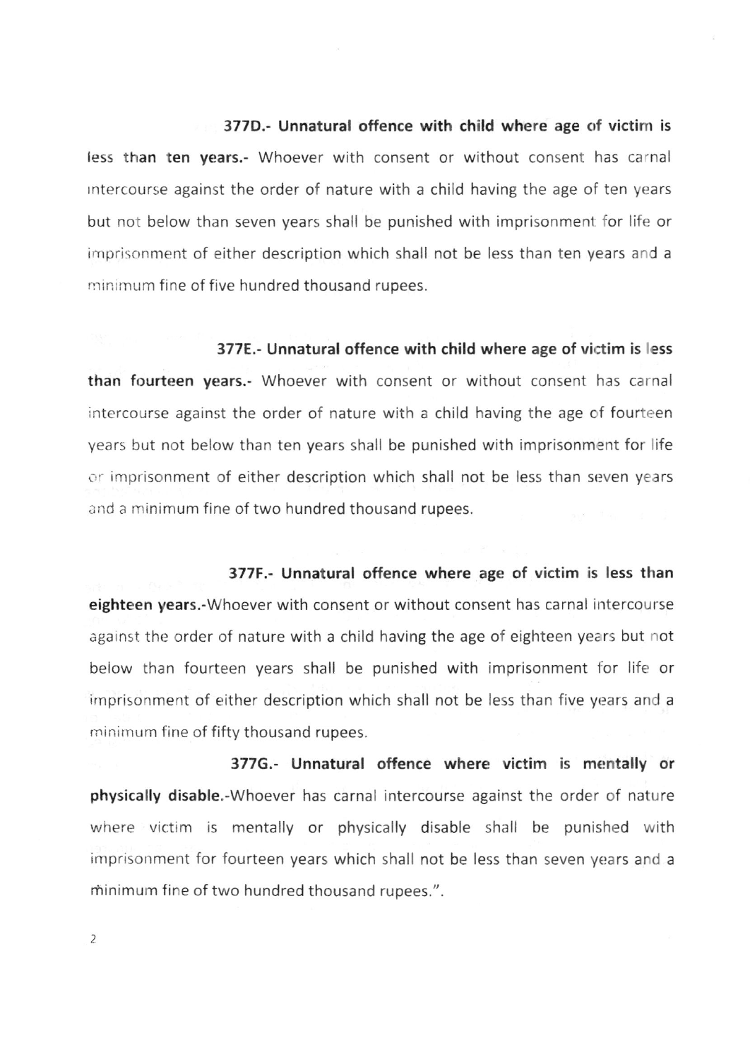**377D.- Unnatural offence with child where age of victim is less than ten years.-** Whoever with consent or without consent has carnal intercourse against the order of nature with a child having the age of ten years but not below than seven years shall be punished with imprisonment for life or imprisonment of either description which shall not be less than ten years and a minimum fine of five hundred thousand rupees.

**377E.- Unnatural offence with child where age of victim is less than fourteen years.-** Whoever with consent or without consent has carnal intercourse against the order of nature with a child having the age of fourteen years but not below than ten years shall be punished with imprisonment for life or imprisonment of either description which shall not be less than seven years and a minimum fine of two hundred thousand rupees.

**377F.- Unnatural offence where age of victim is less than eighteen years.-**Whoever with consent or without consent has carnal intercourse against the order of nature with a child having the age of eighteen years but not below than fourteen years shall be punished with imprisonment for life or imprisonment of either description which shall not be less than five years and a minimum fine of fifty thousand rupees.

**377G.- Unnatural offence where victim is mentally or physically disable.-**Whoever has carnal intercourse against the order of nature where victim is mentally or physically disable shall be punished with imprisonment for fourteen years which shall not be less than seven years and a minimum fine of two hundred thousand rupees.".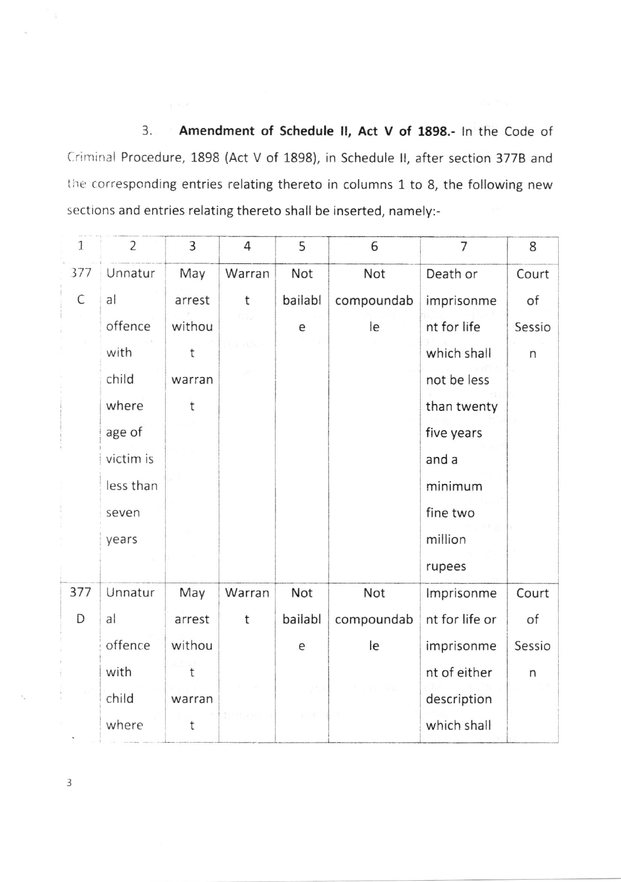3. **Amendment of Schedule II, Act V of 1898.-** In the Code of Criminal Procedure, 1898 (Act V of 1898), in Schedule II, after section 377B and the corresponding entries relating thereto in columns 1 to 8, the following new sections and entries relating thereto shall be inserted, namely:-

| 1 | 2 | 3 | 4 | 5 | 6 | 7 | 8 |
|---|---|---|---|---|---|---|---|
| 377C | Unnatural offence with child where age of victim is less than seven years | May arrest without warrant | Warrant | Not bailable | Not compoundable | Death or imprisonment for life which shall not be less than twenty five years and a minimum fine two million rupees | Court of Session |
| 377D | Unnatural offence with child where | May arrest without warrant | Warrant | Not bailable | Not compoundable | Imprisonment for life or imprisonment of either description which shall | Court of Session |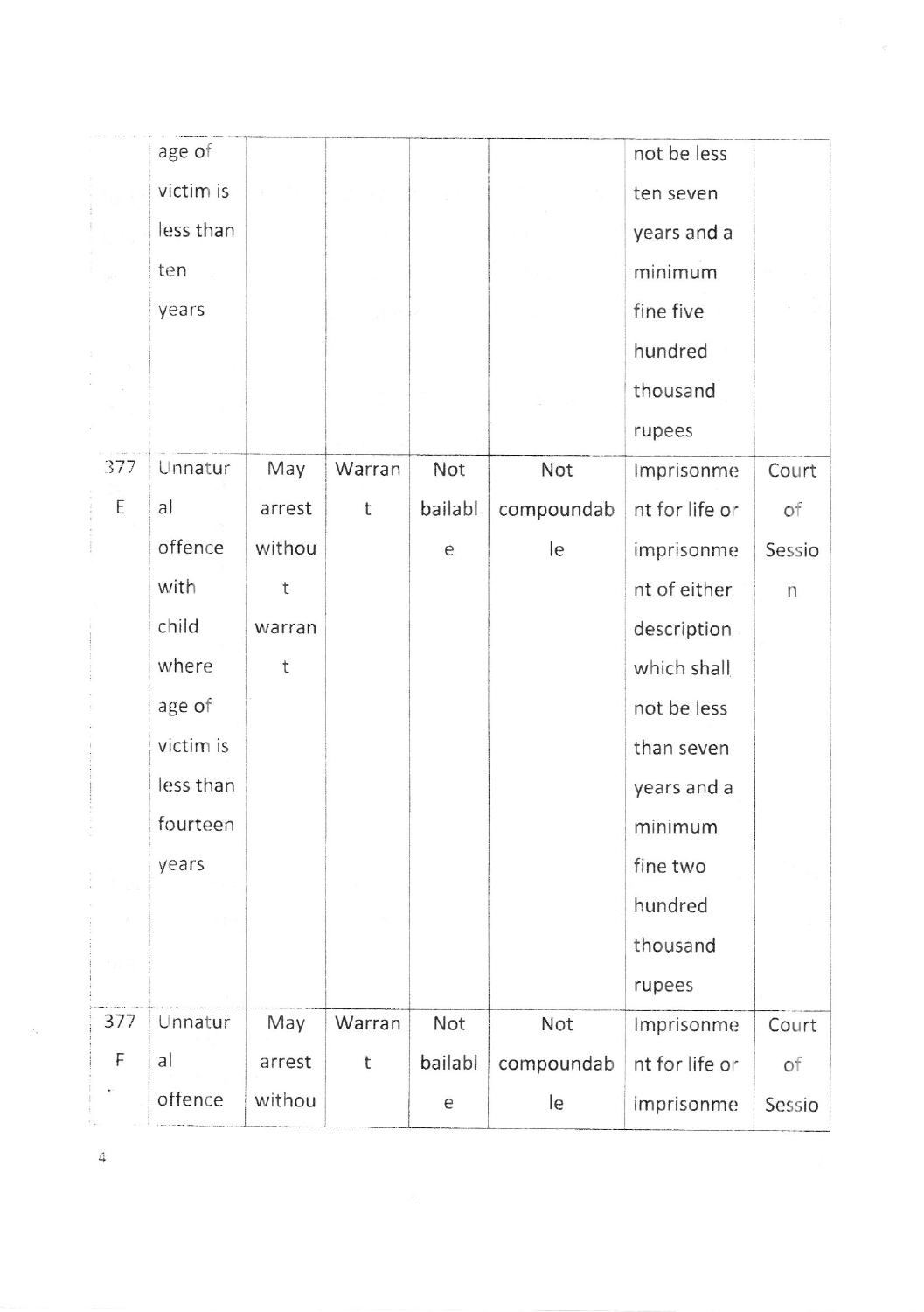| | | | | | | | |
|---|---|---|---|---|---|---|---|
| | age of victim is less than ten years | | | | | not be less ten seven years and a minimum fine five hundred thousand rupees | |
| 377 E | Unnatural offence with child where age of victim is less than fourteen years | May arrest without warrant | Warrant | Not bailable | Not compoundable | Imprisonment for life or imprisonment of either description which shall not be less than seven years and a minimum fine two hundred thousand rupees | Court of Session |
| 377 F | Unnatural offence | May arrest withou | Warrant | Not bailable | Not compoundable | Imprisonment for life or imprisonme | Court of Sessio |